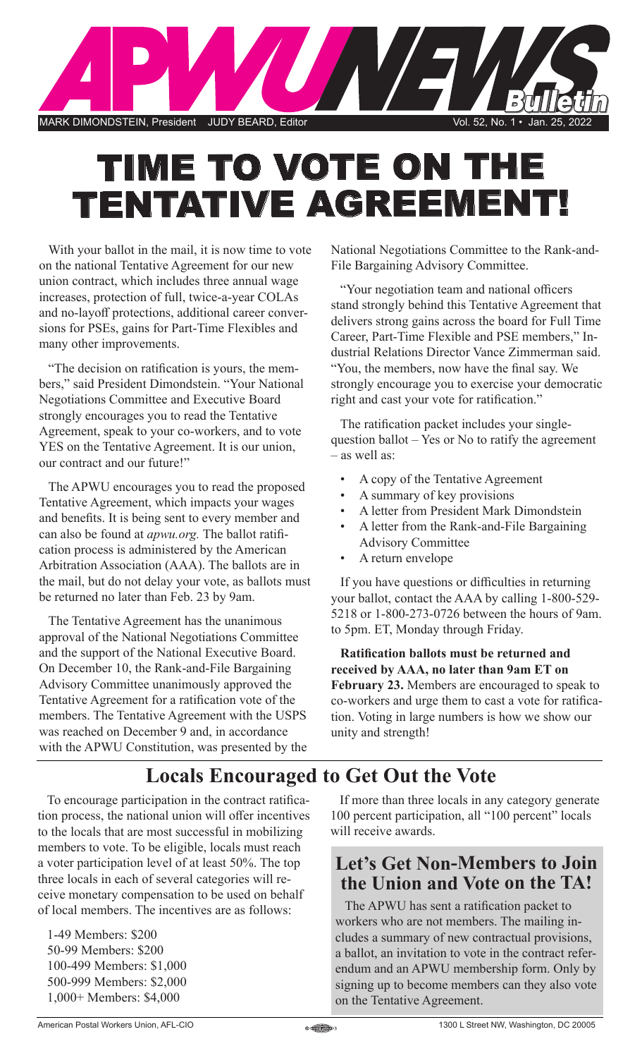# APWU NEWS Bulletin

MARK DIMONDSTEIN, President JUDY BEARD, Editor Vol. 52, No. 1 • Jan. 25, 2022

# TIME TO VOTE ON THE TENTATIVE AGREEMENT!

With your ballot in the mail, it is now time to vote on the national Tentative Agreement for our new union contract, which includes three annual wage increases, protection of full, twice-a-year COLAs and no-layoff protections, additional career conversions for PSEs, gains for Part-Time Flexibles and many other improvements.

"The decision on ratification is yours, the members," said President Dimondstein. "Your National Negotiations Committee and Executive Board strongly encourages you to read the Tentative Agreement, speak to your co-workers, and to vote YES on the Tentative Agreement. It is our union, our contract and our future!"

The APWU encourages you to read the proposed Tentative Agreement, which impacts your wages and benefits. It is being sent to every member and can also be found at *apwu.org.* The ballot ratification process is administered by the American Arbitration Association (AAA). The ballots are in the mail, but do not delay your vote, as ballots must be returned no later than Feb. 23 by 9am.

The Tentative Agreement has the unanimous approval of the National Negotiations Committee and the support of the National Executive Board. On December 10, the Rank-and-File Bargaining Advisory Committee unanimously approved the Tentative Agreement for a ratification vote of the members. The Tentative Agreement with the USPS was reached on December 9 and, in accordance with the APWU Constitution, was presented by the National Negotiations Committee to the Rank-and-File Bargaining Advisory Committee.

"Your negotiation team and national officers stand strongly behind this Tentative Agreement that delivers strong gains across the board for Full Time Career, Part-Time Flexible and PSE members," Industrial Relations Director Vance Zimmerman said. "You, the members, now have the final say. We strongly encourage you to exercise your democratic right and cast your vote for ratification."

The ratification packet includes your single-question ballot – Yes or No to ratify the agreement – as well as:

- A copy of the Tentative Agreement
- A summary of key provisions
- A letter from President Mark Dimondstein
- A letter from the Rank-and-File Bargaining Advisory Committee
- A return envelope

If you have questions or difficulties in returning your ballot, contact the AAA by calling 1-800-529-5218 or 1-800-273-0726 between the hours of 9am. to 5pm. ET, Monday through Friday.

**Ratification ballots must be returned and received by AAA, no later than 9am ET on February 23.** Members are encouraged to speak to co-workers and urge them to cast a vote for ratification. Voting in large numbers is how we show our unity and strength!

## Locals Encouraged to Get Out the Vote

To encourage participation in the contract ratification process, the national union will offer incentives to the locals that are most successful in mobilizing members to vote. To be eligible, locals must reach a voter participation level of at least 50%. The top three locals in each of several categories will receive monetary compensation to be used on behalf of local members. The incentives are as follows:

1-49 Members: $200
50-99 Members: $200
100-499 Members: $1,000
500-999 Members: $2,000
1,000+ Members: $4,000

If more than three locals in any category generate 100 percent participation, all "100 percent" locals will receive awards.

## Let's Get Non-Members to Join the Union and Vote on the TA!

The APWU has sent a ratification packet to workers who are not members. The mailing includes a summary of new contractual provisions, a ballot, an invitation to vote in the contract referendum and an APWU membership form. Only by signing up to become members can they also vote on the Tentative Agreement.

American Postal Workers Union, AFL-CIO 1300 L Street NW, Washington, DC 20005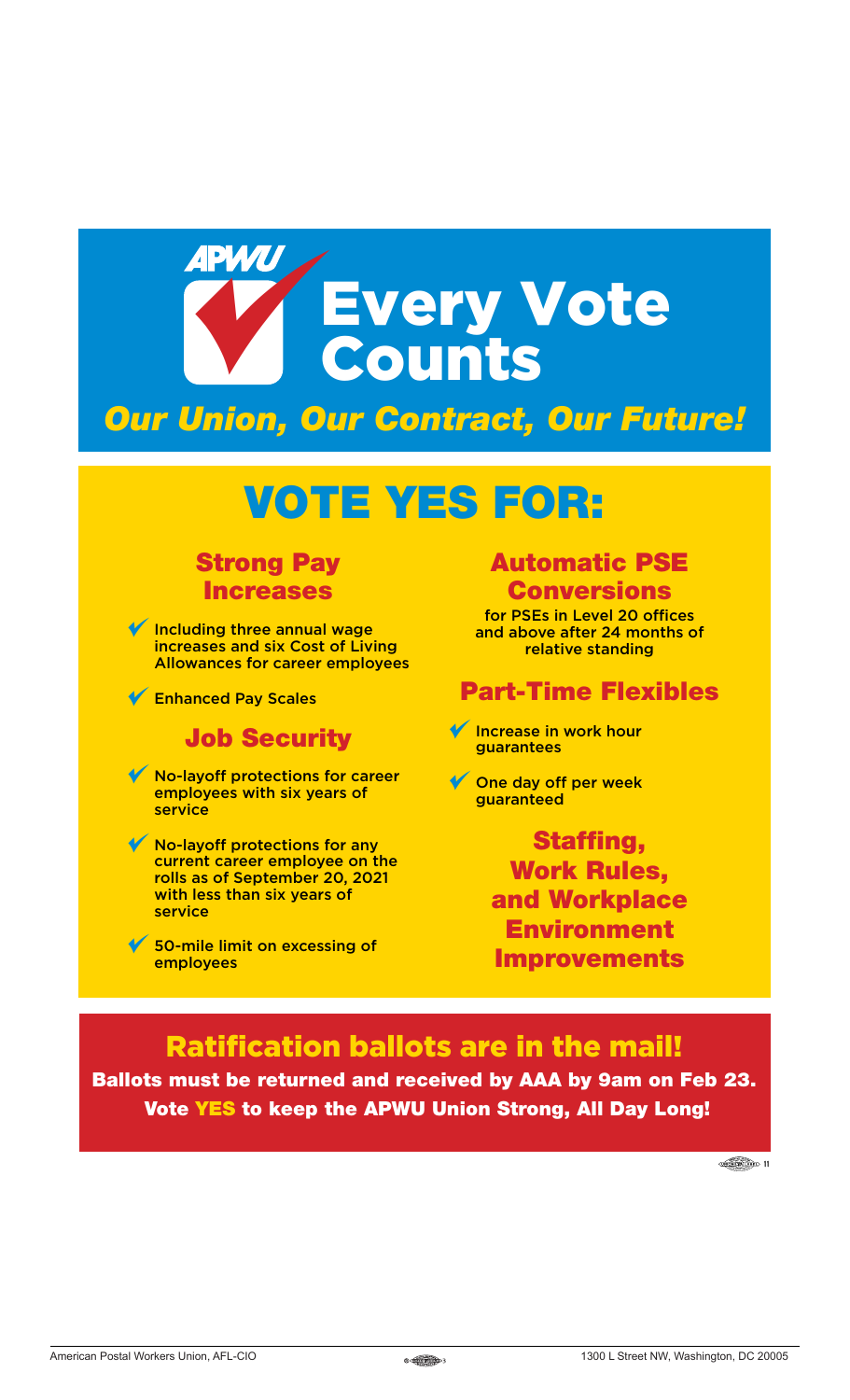APWU

# Every Vote Counts

*Our Union, Our Contract, Our Future!*

# VOTE YES FOR:

## Strong Pay Increases

- Including three annual wage increases and six Cost of Living Allowances for career employees
- Enhanced Pay Scales

## Job Security

- No-layoff protections for career employees with six years of service
- No-layoff protections for any current career employee on the rolls as of September 20, 2021 with less than six years of service
- 50-mile limit on excessing of employees

## Automatic PSE Conversions

for PSEs in Level 20 offices and above after 24 months of relative standing

## Part-Time Flexibles

- Increase in work hour guarantees
- One day off per week guaranteed

## Staffing, Work Rules, and Workplace Environment Improvements

## Ratification ballots are in the mail!

**Ballots must be returned and received by AAA by 9am on Feb 23.**

**Vote YES to keep the APWU Union Strong, All Day Long!**

American Postal Workers Union, AFL-CIO

1300 L Street NW, Washington, DC 20005